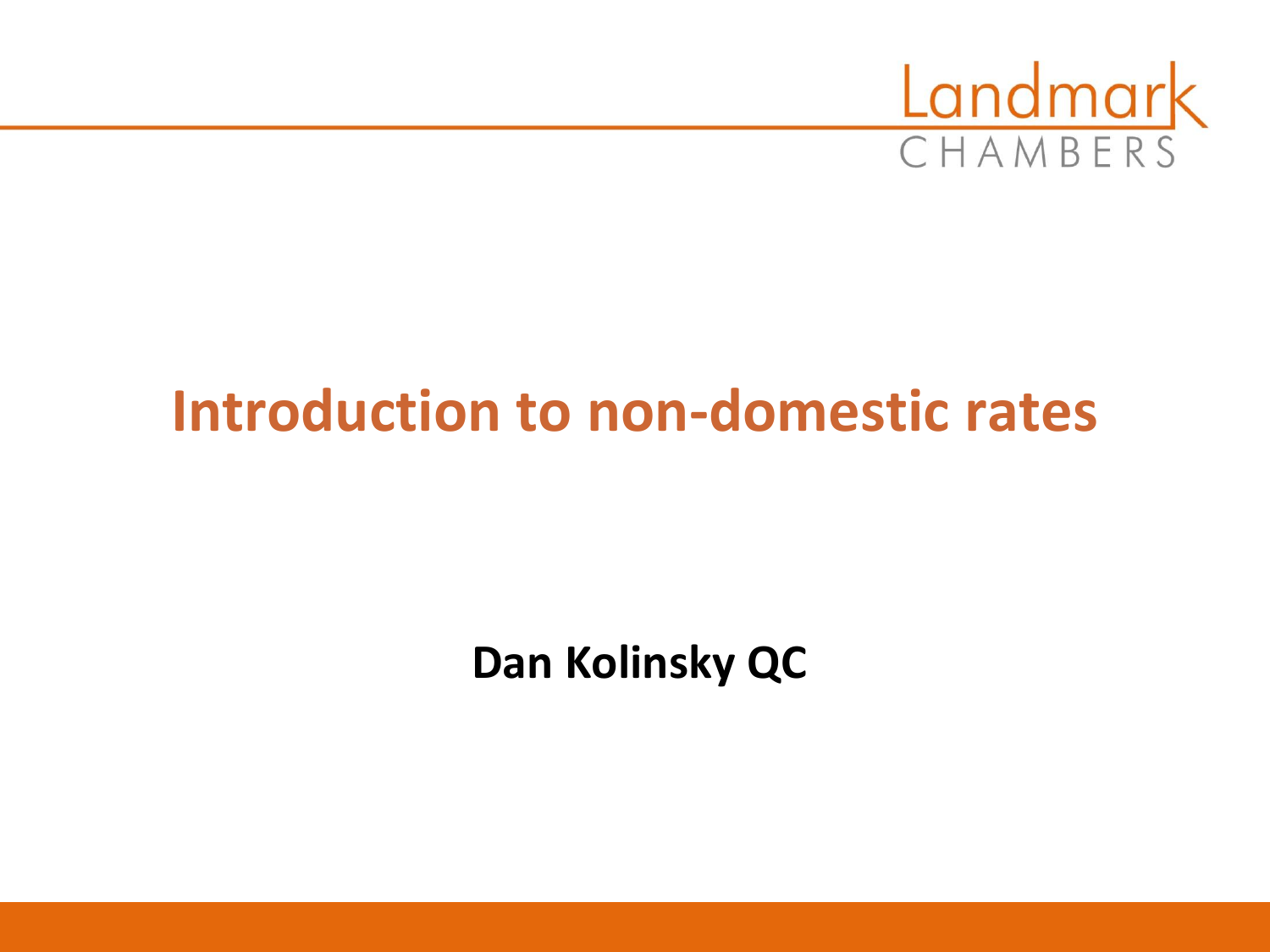Landmark CHAMBERS

# Introduction to non-domestic rates

**Dan Kolinsky QC**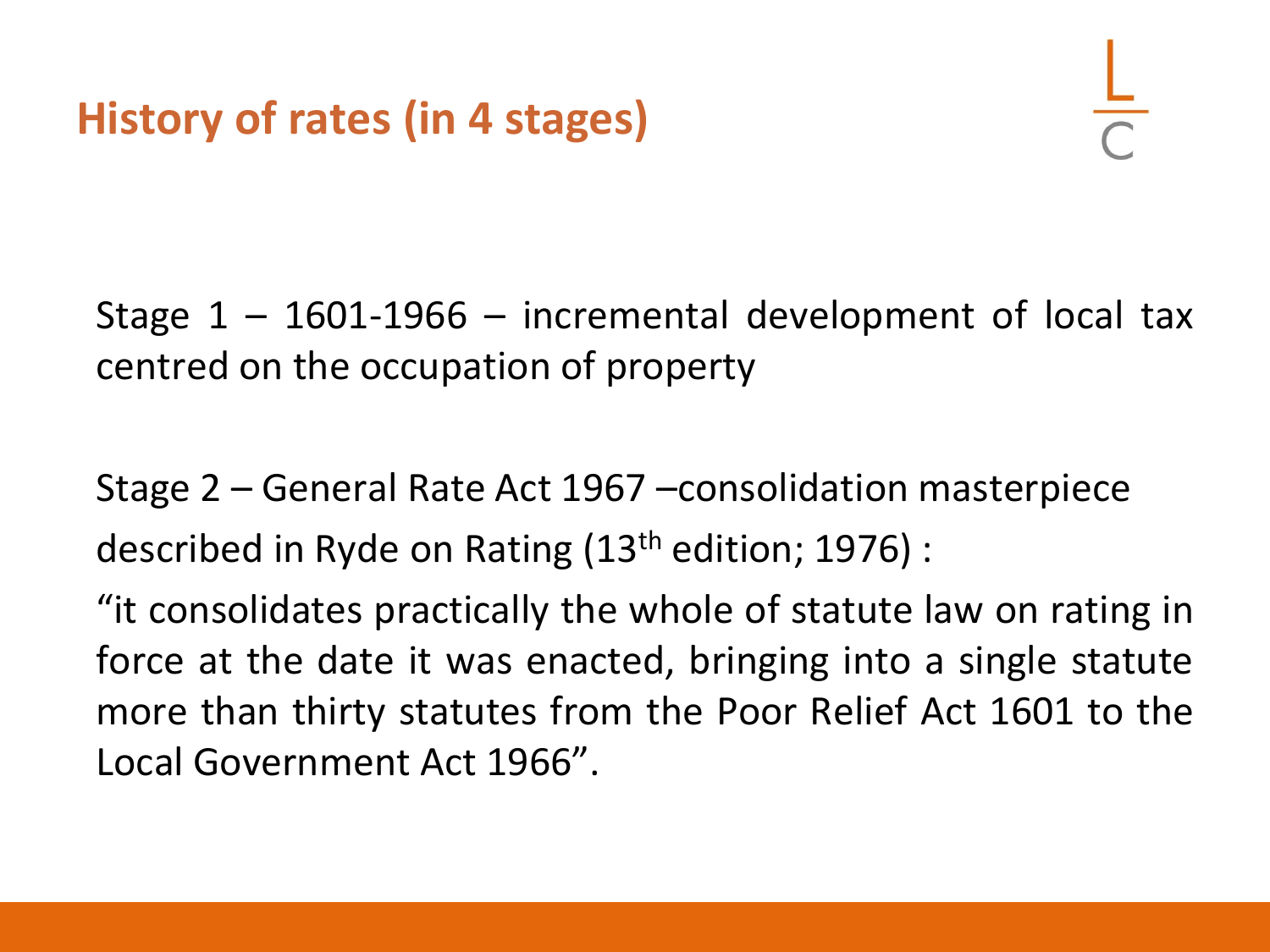## History of rates (in 4 stages)

Stage 1 – 1601-1966 – incremental development of local tax centred on the occupation of property

Stage 2 – General Rate Act 1967 –consolidation masterpiece described in Ryde on Rating (13th edition; 1976) :

"it consolidates practically the whole of statute law on rating in force at the date it was enacted, bringing into a single statute more than thirty statutes from the Poor Relief Act 1601 to the Local Government Act 1966".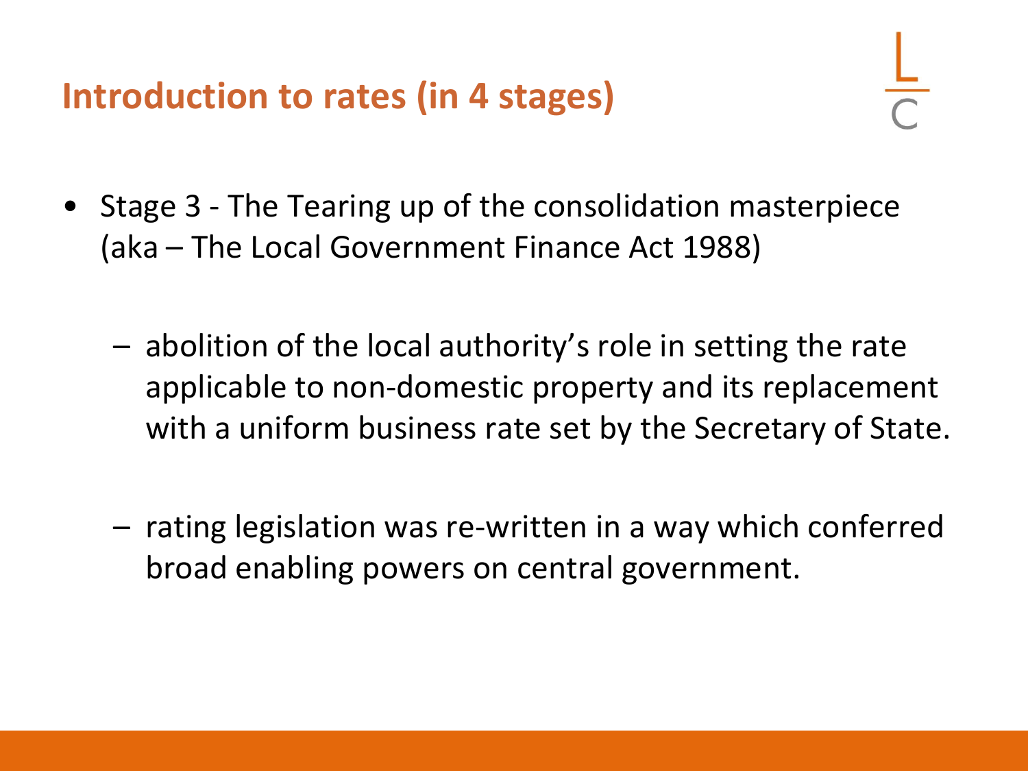## Introduction to rates (in 4 stages)

- Stage 3 - The Tearing up of the consolidation masterpiece (aka – The Local Government Finance Act 1988)

  - abolition of the local authority's role in setting the rate applicable to non-domestic property and its replacement with a uniform business rate set by the Secretary of State.

  - rating legislation was re-written in a way which conferred broad enabling powers on central government.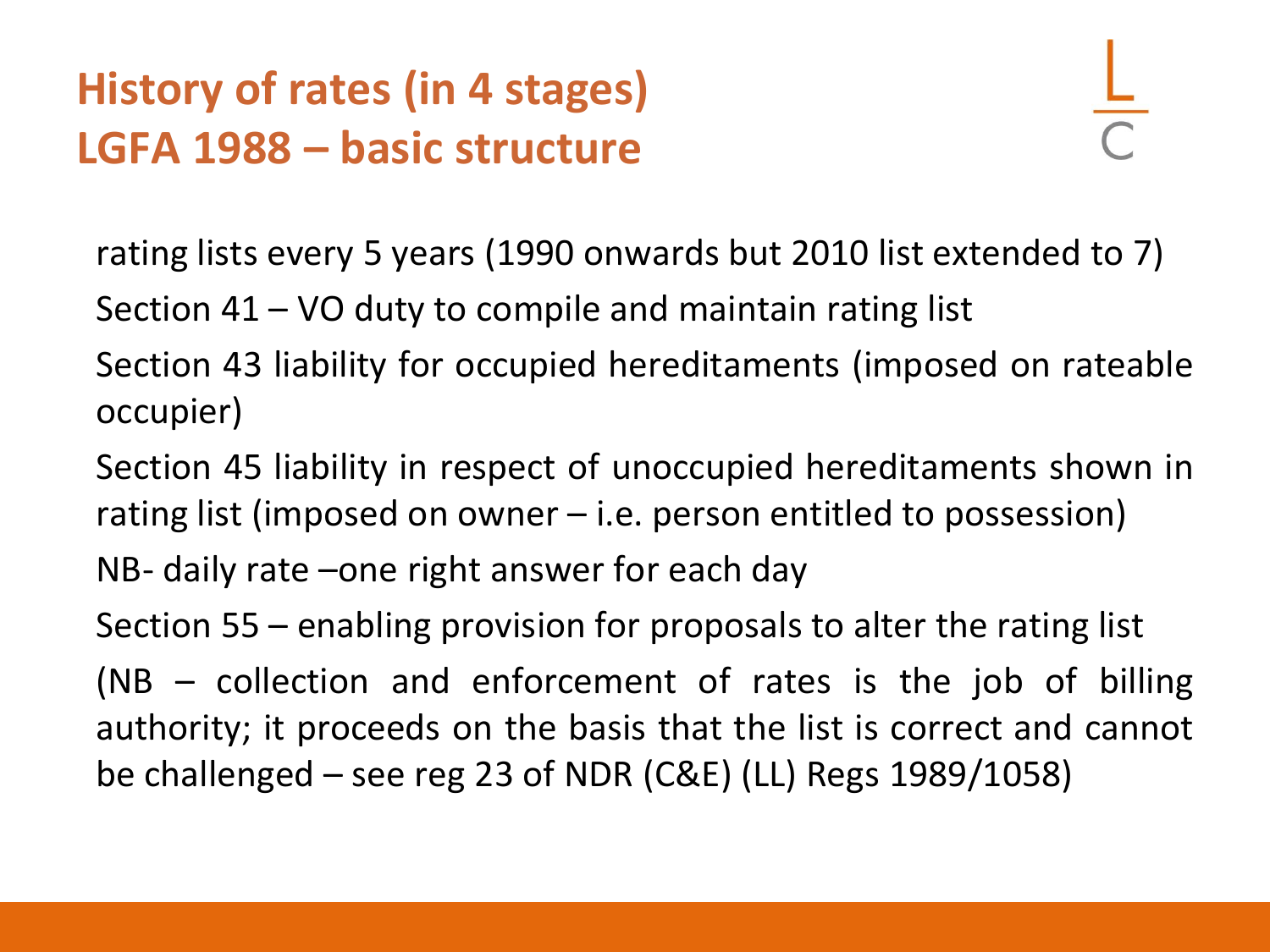# History of rates (in 4 stages)
# LGFA 1988 – basic structure

rating lists every 5 years (1990 onwards but 2010 list extended to 7)

Section 41 – VO duty to compile and maintain rating list

Section 43 liability for occupied hereditaments (imposed on rateable occupier)

Section 45 liability in respect of unoccupied hereditaments shown in rating list (imposed on owner – i.e. person entitled to possession)

NB- daily rate –one right answer for each day

Section 55 – enabling provision for proposals to alter the rating list

(NB – collection and enforcement of rates is the job of billing authority; it proceeds on the basis that the list is correct and cannot be challenged – see reg 23 of NDR (C&E) (LL) Regs 1989/1058)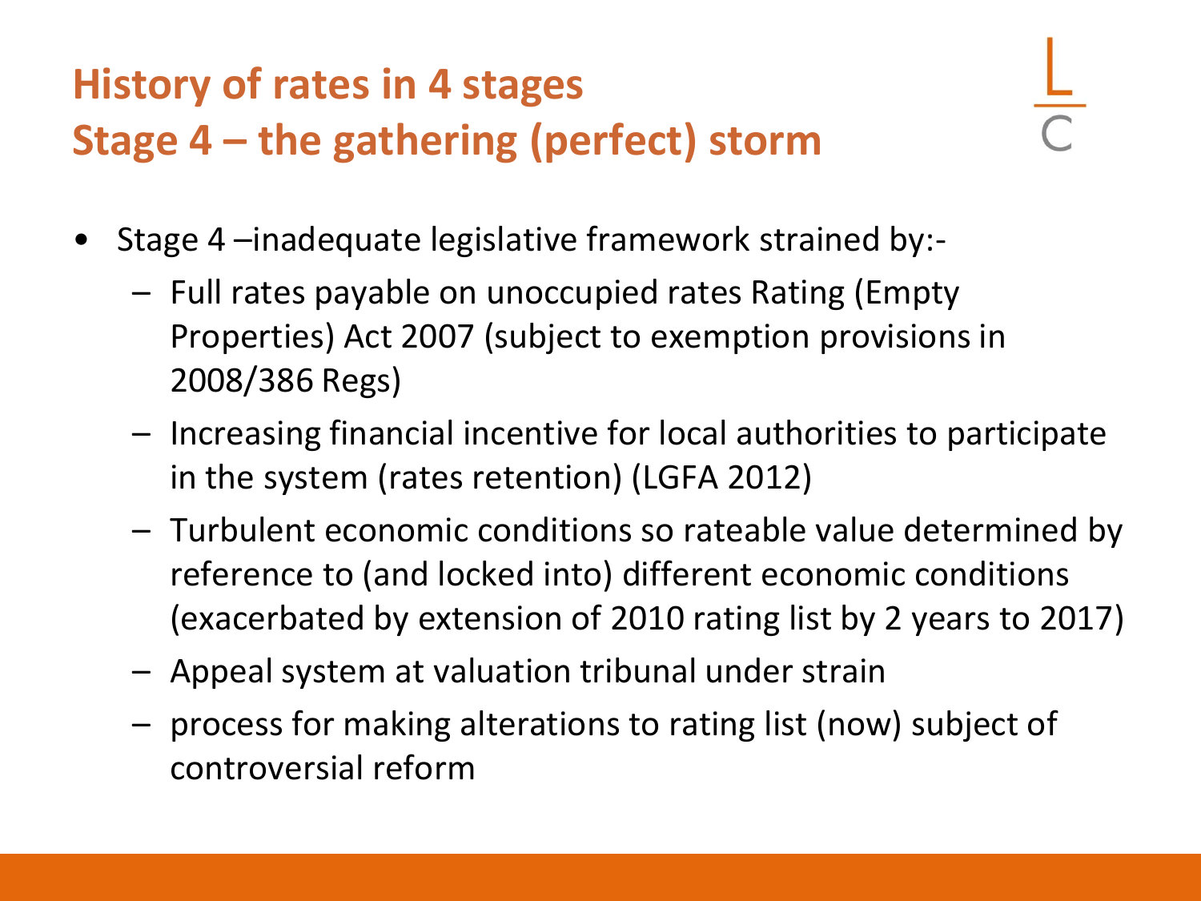# History of rates in 4 stages
## Stage 4 – the gathering (perfect) storm

- Stage 4 –inadequate legislative framework strained by:-
  - Full rates payable on unoccupied rates Rating (Empty Properties) Act 2007 (subject to exemption provisions in 2008/386 Regs)
  - Increasing financial incentive for local authorities to participate in the system (rates retention) (LGFA 2012)
  - Turbulent economic conditions so rateable value determined by reference to (and locked into) different economic conditions (exacerbated by extension of 2010 rating list by 2 years to 2017)
  - Appeal system at valuation tribunal under strain
  - process for making alterations to rating list (now) subject of controversial reform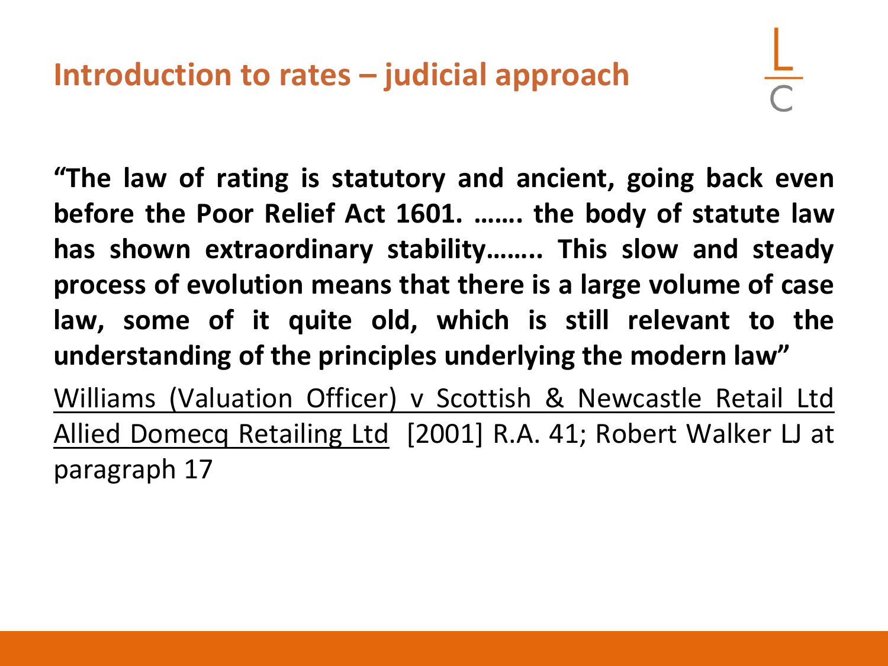## Introduction to rates – judicial approach

**"The law of rating is statutory and ancient, going back even before the Poor Relief Act 1601. ……. the body of statute law has shown extraordinary stability…….. This slow and steady process of evolution means that there is a large volume of case law, some of it quite old, which is still relevant to the understanding of the principles underlying the modern law"**

<u>Williams (Valuation Officer) v Scottish & Newcastle Retail Ltd Allied Domecq Retailing Ltd</u> [2001] R.A. 41; Robert Walker LJ at paragraph 17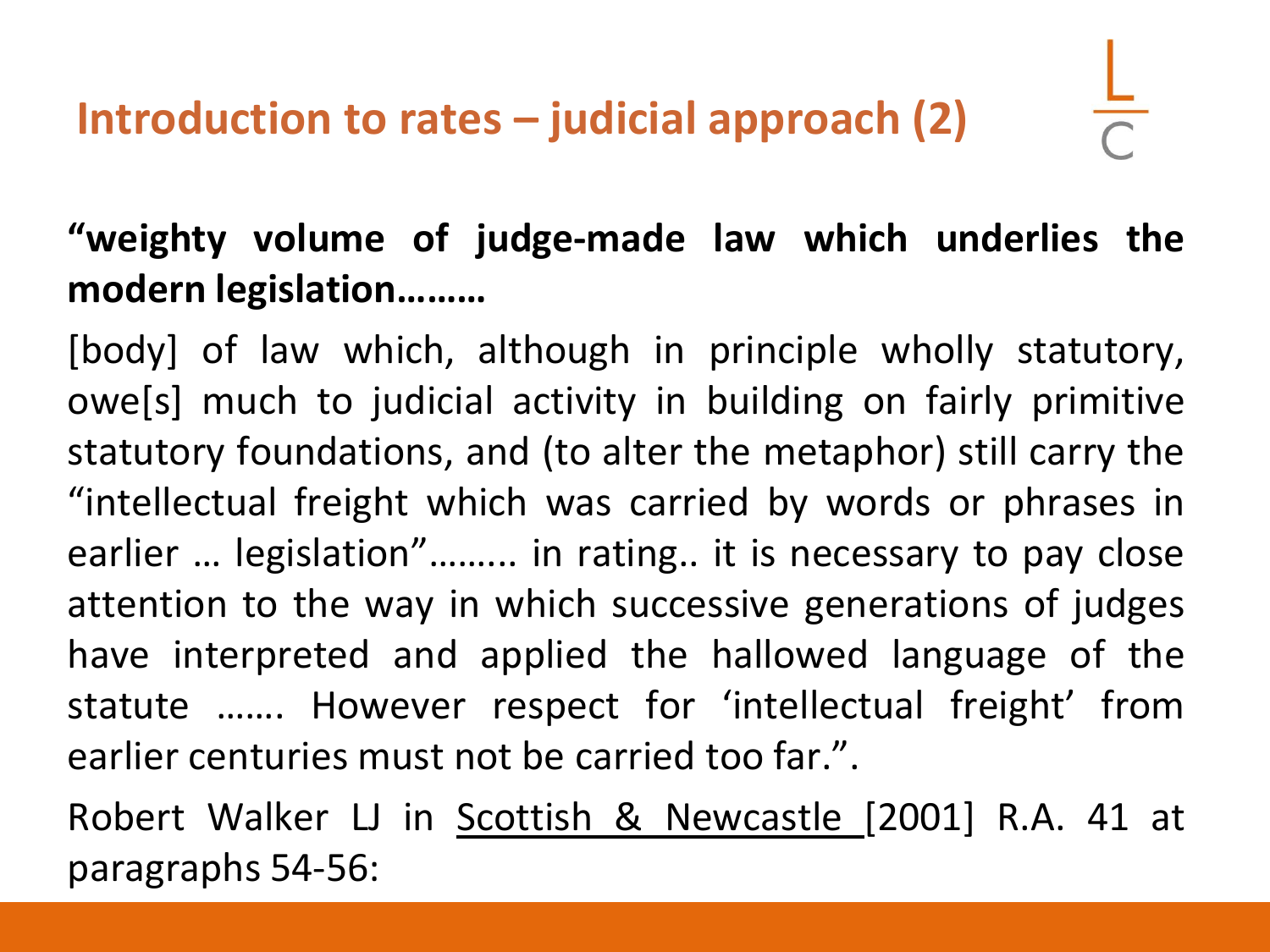## Introduction to rates – judicial approach (2)

**"weighty volume of judge-made law which underlies the modern legislation………**

[body] of law which, although in principle wholly statutory, owe[s] much to judicial activity in building on fairly primitive statutory foundations, and (to alter the metaphor) still carry the "intellectual freight which was carried by words or phrases in earlier … legislation"……… in rating.. it is necessary to pay close attention to the way in which successive generations of judges have interpreted and applied the hallowed language of the statute ……. However respect for 'intellectual freight' from earlier centuries must not be carried too far.".

Robert Walker LJ in Scottish & Newcastle [2001] R.A. 41 at paragraphs 54-56: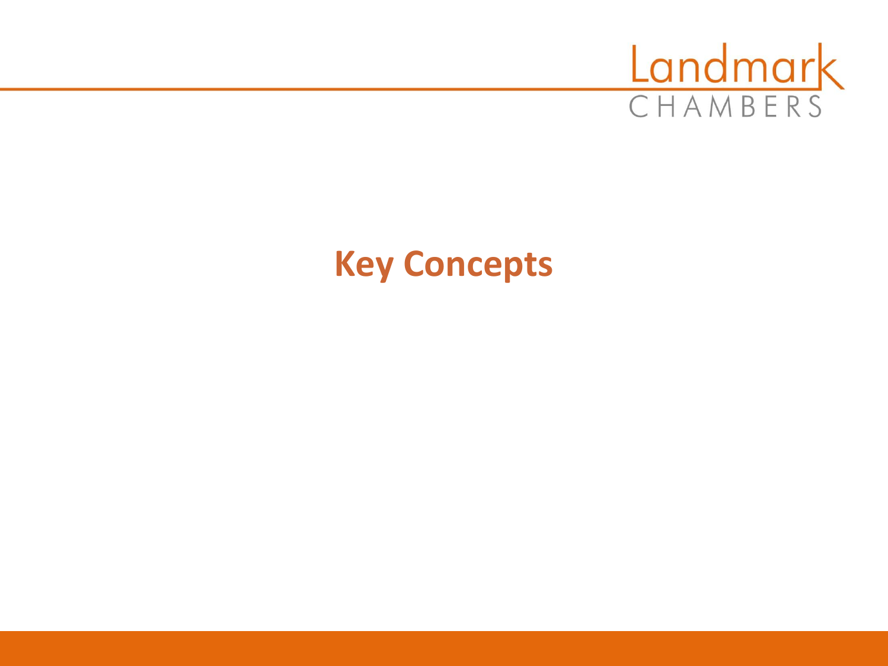# Key Concepts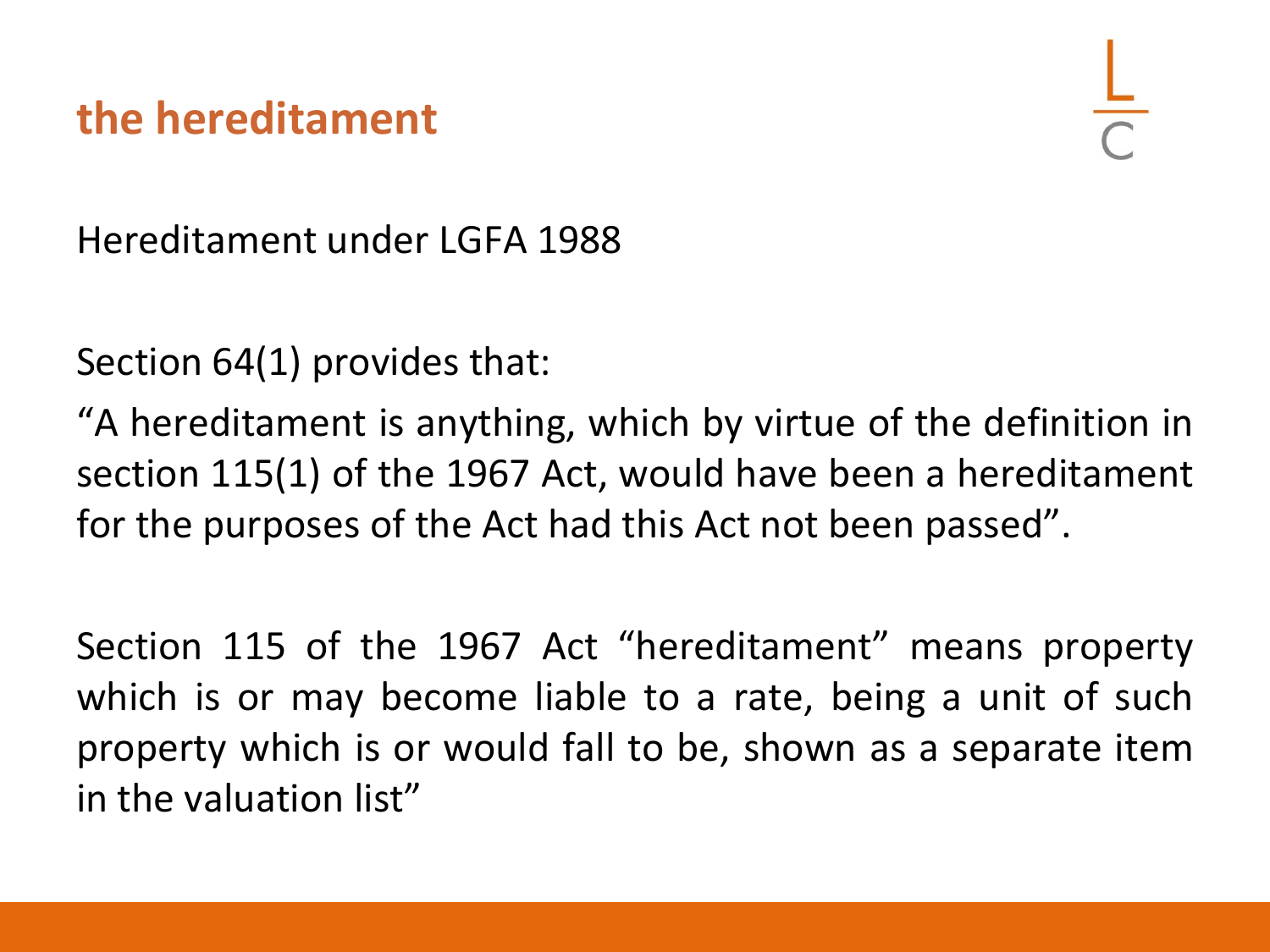## the hereditament

Hereditament under LGFA 1988

Section 64(1) provides that:

"A hereditament is anything, which by virtue of the definition in section 115(1) of the 1967 Act, would have been a hereditament for the purposes of the Act had this Act not been passed".

Section 115 of the 1967 Act "hereditament" means property which is or may become liable to a rate, being a unit of such property which is or would fall to be, shown as a separate item in the valuation list"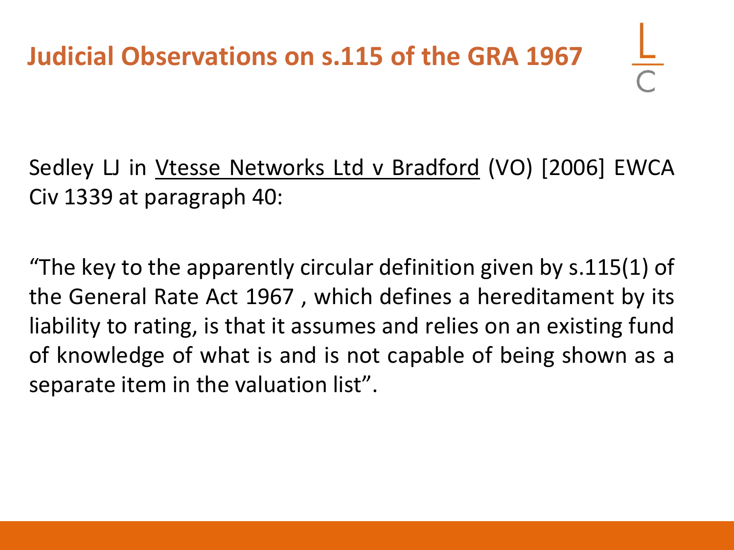# Judicial Observations on s.115 of the GRA 1967

Sedley LJ in Vtesse Networks Ltd v Bradford (VO) [2006] EWCA Civ 1339 at paragraph 40:

"The key to the apparently circular definition given by s.115(1) of the General Rate Act 1967 , which defines a hereditament by its liability to rating, is that it assumes and relies on an existing fund of knowledge of what is and is not capable of being shown as a separate item in the valuation list".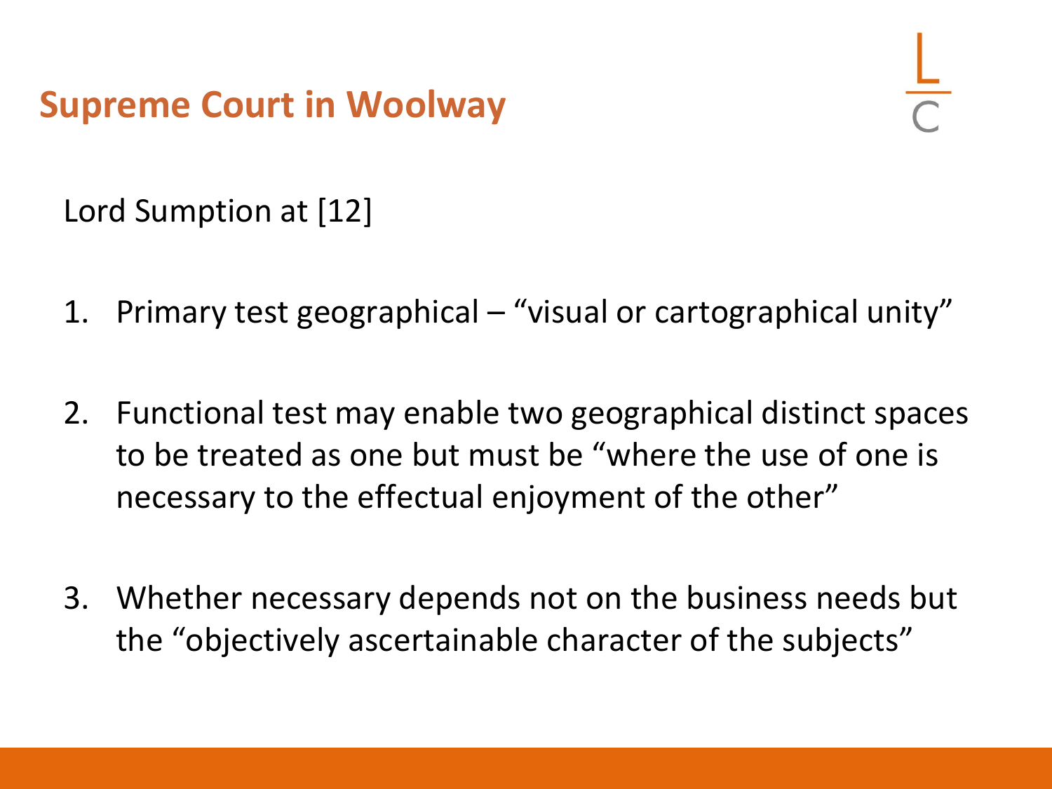# Supreme Court in Woolway

Lord Sumption at [12]

1. Primary test geographical – "visual or cartographical unity"

2. Functional test may enable two geographical distinct spaces to be treated as one but must be "where the use of one is necessary to the effectual enjoyment of the other"

3. Whether necessary depends not on the business needs but the "objectively ascertainable character of the subjects"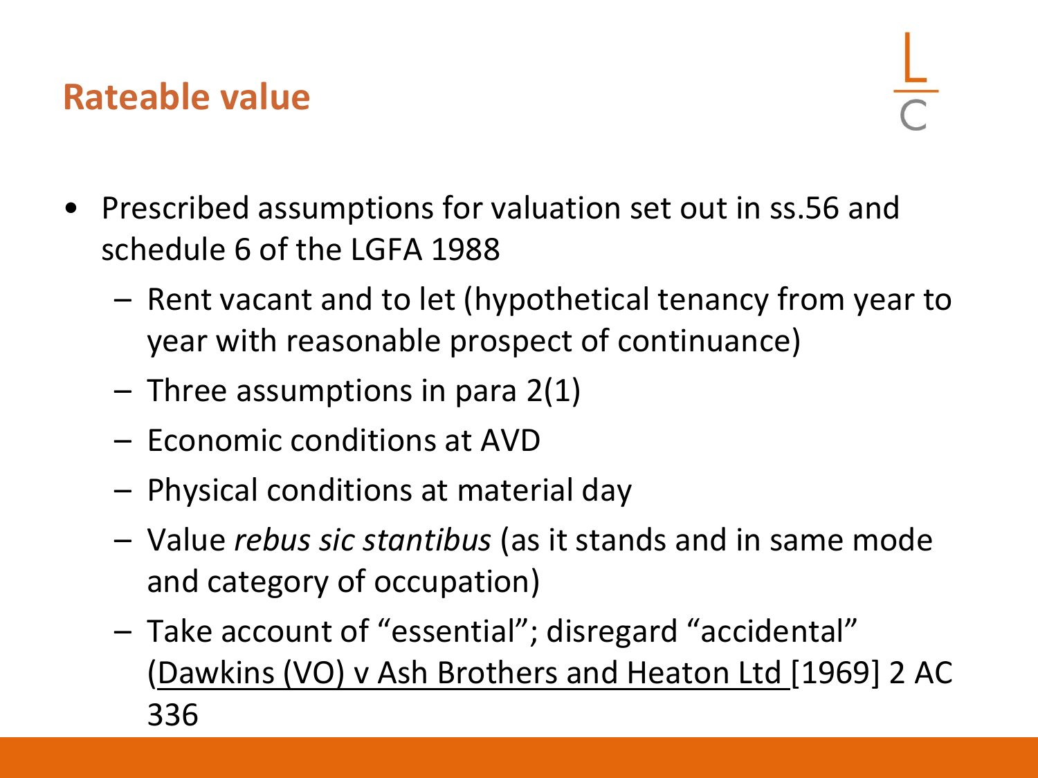## Rateable value

- Prescribed assumptions for valuation set out in ss.56 and schedule 6 of the LGFA 1988
  - Rent vacant and to let (hypothetical tenancy from year to year with reasonable prospect of continuance)
  - Three assumptions in para 2(1)
  - Economic conditions at AVD
  - Physical conditions at material day
  - Value *rebus sic stantibus* (as it stands and in same mode and category of occupation)
  - Take account of "essential"; disregard "accidental" (Dawkins (VO) v Ash Brothers and Heaton Ltd [1969] 2 AC 336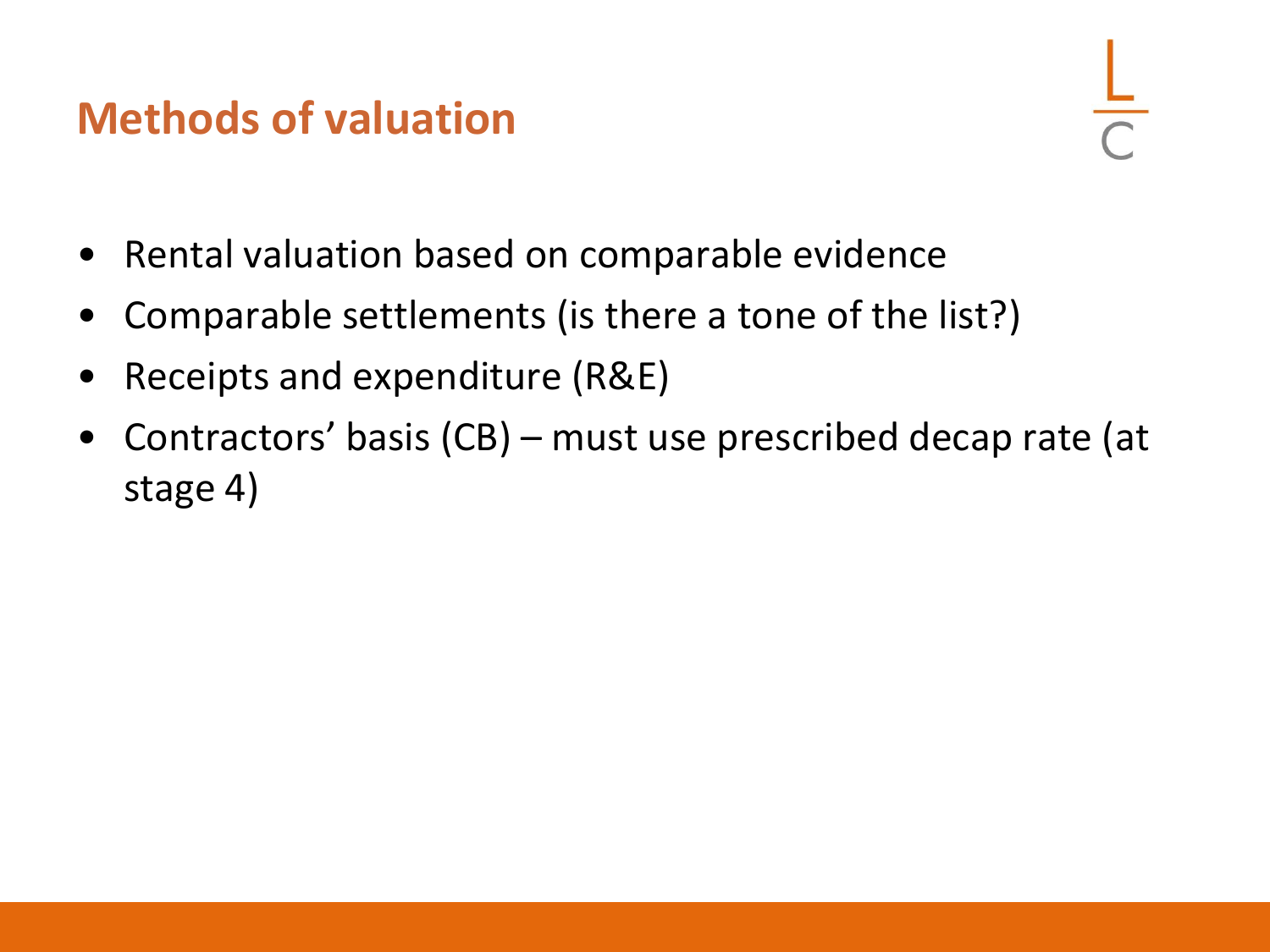# Methods of valuation

- Rental valuation based on comparable evidence
- Comparable settlements (is there a tone of the list?)
- Receipts and expenditure (R&E)
- Contractors' basis (CB) – must use prescribed decap rate (at stage 4)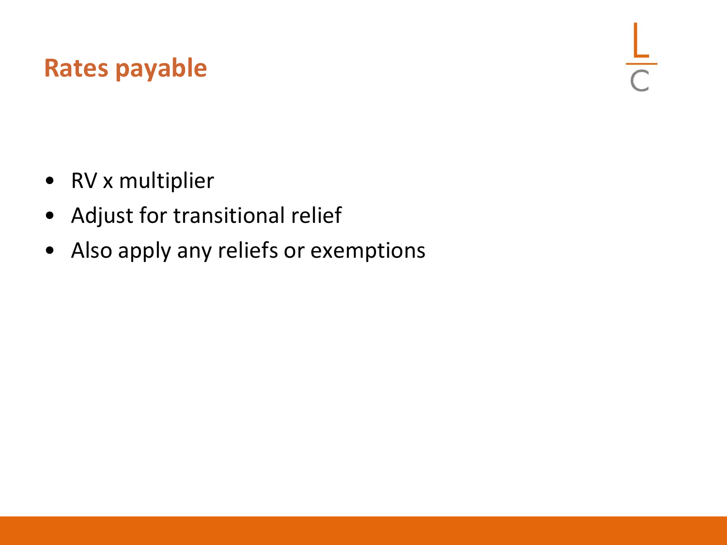# Rates payable

- RV x multiplier
- Adjust for transitional relief
- Also apply any reliefs or exemptions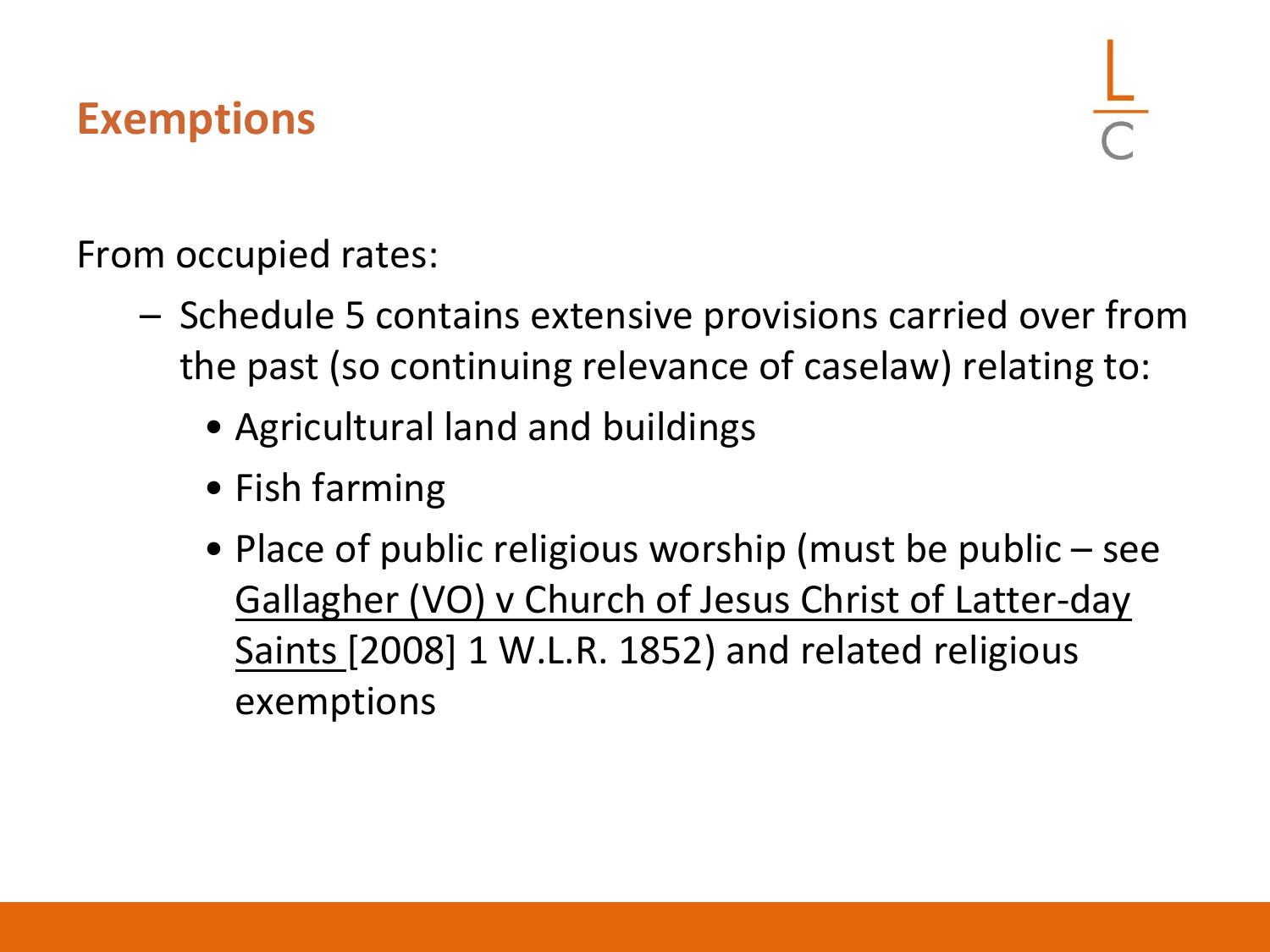# Exemptions

From occupied rates:

- Schedule 5 contains extensive provisions carried over from the past (so continuing relevance of caselaw) relating to:
  - Agricultural land and buildings
  - Fish farming
  - Place of public religious worship (must be public – see Gallagher (VO) v Church of Jesus Christ of Latter-day Saints [2008] 1 W.L.R. 1852) and related religious exemptions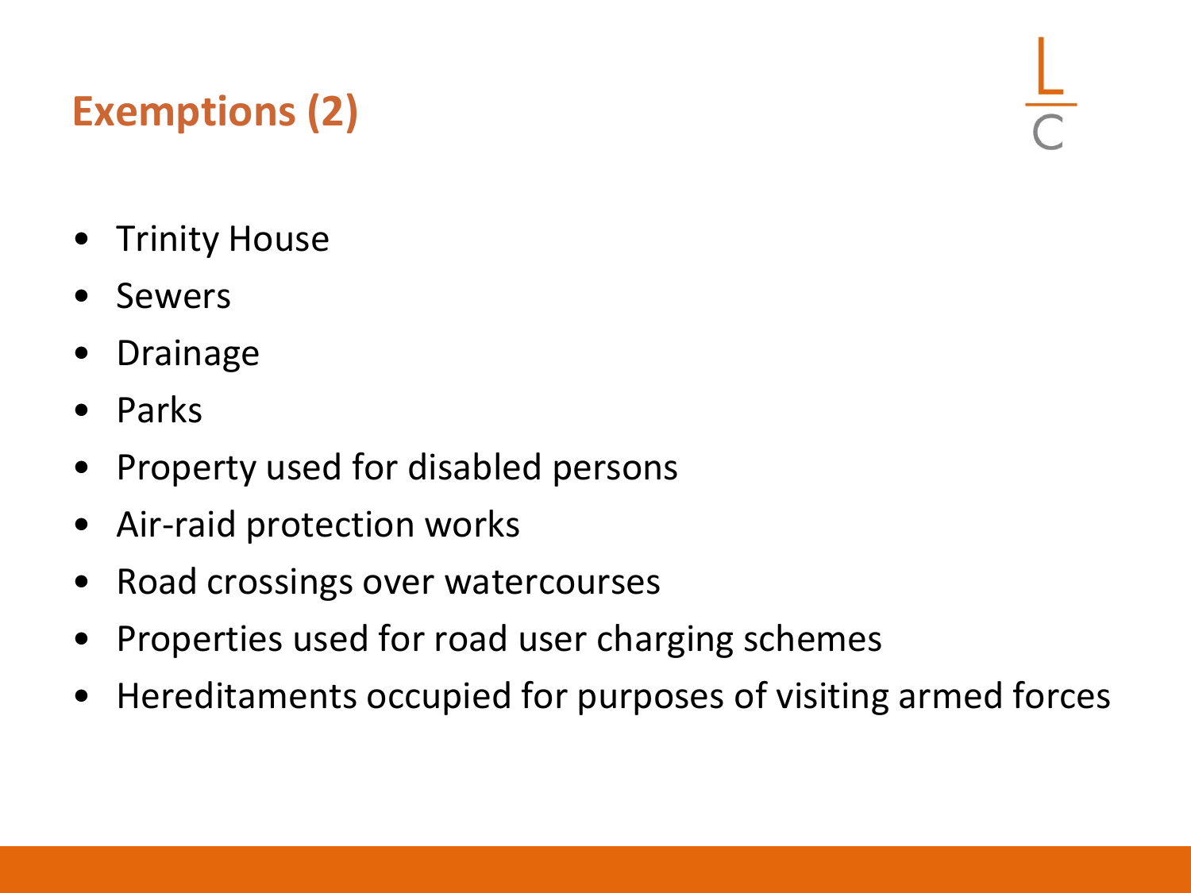## Exemptions (2)

- Trinity House
- Sewers
- Drainage
- Parks
- Property used for disabled persons
- Air-raid protection works
- Road crossings over watercourses
- Properties used for road user charging schemes
- Hereditaments occupied for purposes of visiting armed forces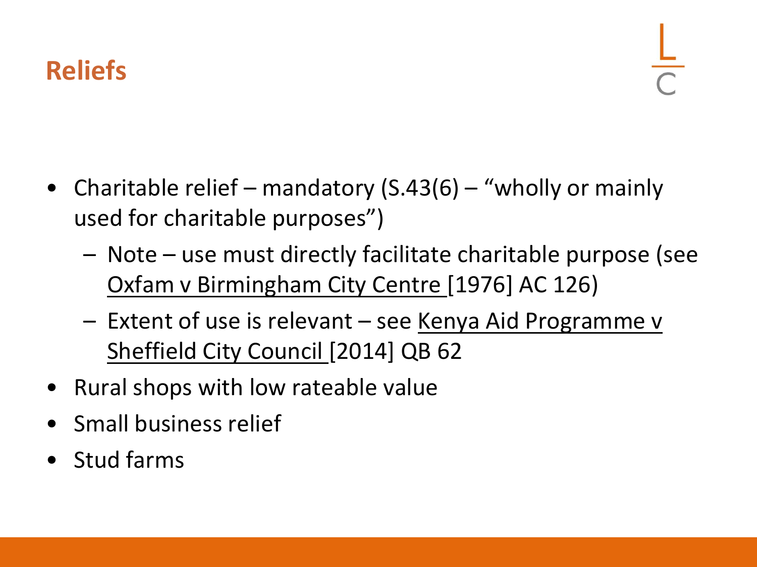## Reliefs

- Charitable relief – mandatory (S.43(6) – "wholly or mainly used for charitable purposes")
  - Note – use must directly facilitate charitable purpose (see Oxfam v Birmingham City Centre [1976] AC 126)
  - Extent of use is relevant – see Kenya Aid Programme v Sheffield City Council [2014] QB 62
- Rural shops with low rateable value
- Small business relief
- Stud farms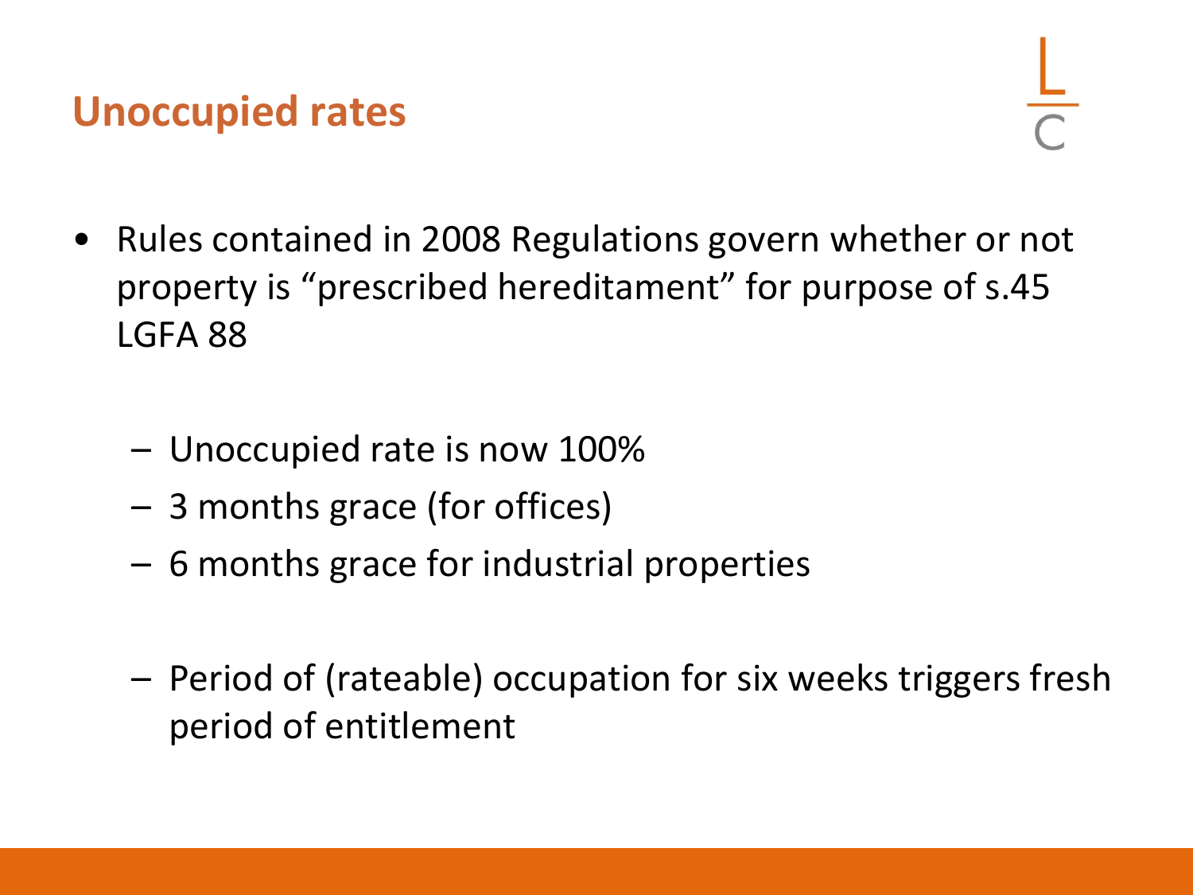## Unoccupied rates

- Rules contained in 2008 Regulations govern whether or not property is "prescribed hereditament" for purpose of s.45 LGFA 88
  - Unoccupied rate is now 100%
  - 3 months grace (for offices)
  - 6 months grace for industrial properties
  - Period of (rateable) occupation for six weeks triggers fresh period of entitlement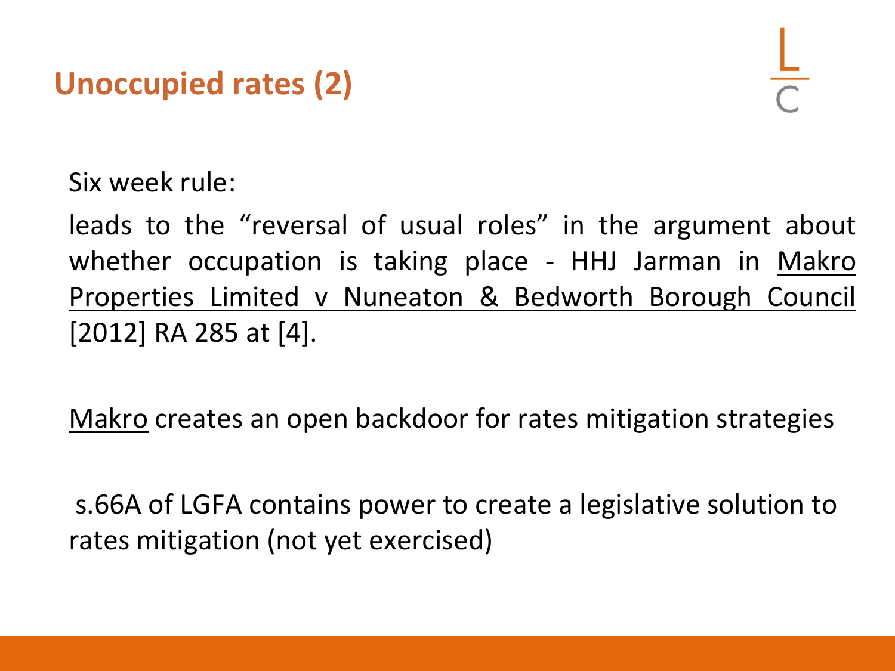# Unoccupied rates (2)

Six week rule:

leads to the "reversal of usual roles" in the argument about whether occupation is taking place - HHJ Jarman in Makro Properties Limited v Nuneaton & Bedworth Borough Council [2012] RA 285 at [4].

Makro creates an open backdoor for rates mitigation strategies

s.66A of LGFA contains power to create a legislative solution to rates mitigation (not yet exercised)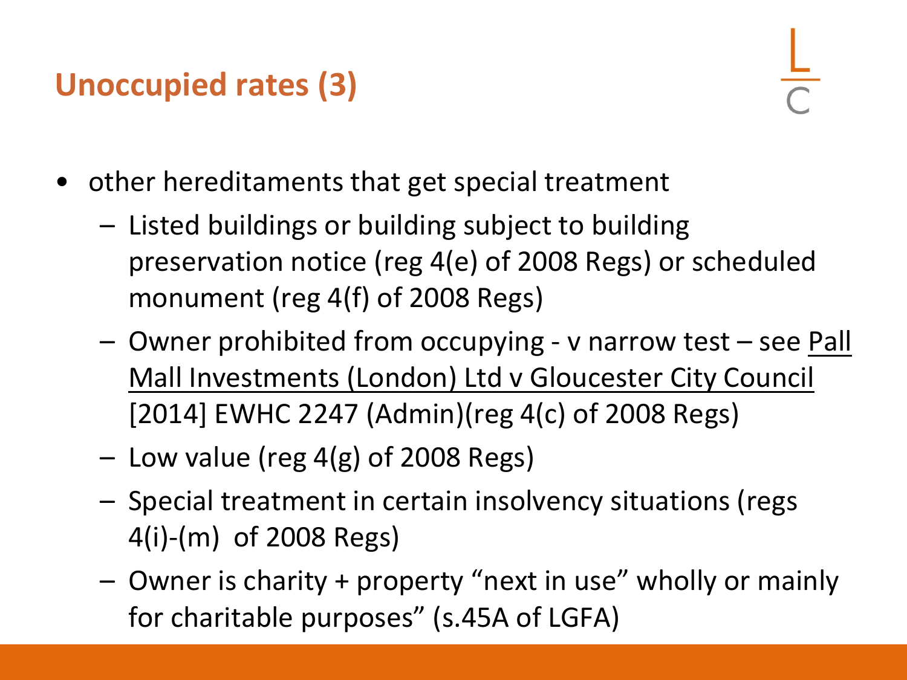## Unoccupied rates (3)

- other hereditaments that get special treatment
  - Listed buildings or building subject to building preservation notice (reg 4(e) of 2008 Regs) or scheduled monument (reg 4(f) of 2008 Regs)
  - Owner prohibited from occupying - v narrow test – see Pall Mall Investments (London) Ltd v Gloucester City Council [2014] EWHC 2247 (Admin)(reg 4(c) of 2008 Regs)
  - Low value (reg 4(g) of 2008 Regs)
  - Special treatment in certain insolvency situations (regs 4(i)-(m) of 2008 Regs)
  - Owner is charity + property "next in use" wholly or mainly for charitable purposes" (s.45A of LGFA)